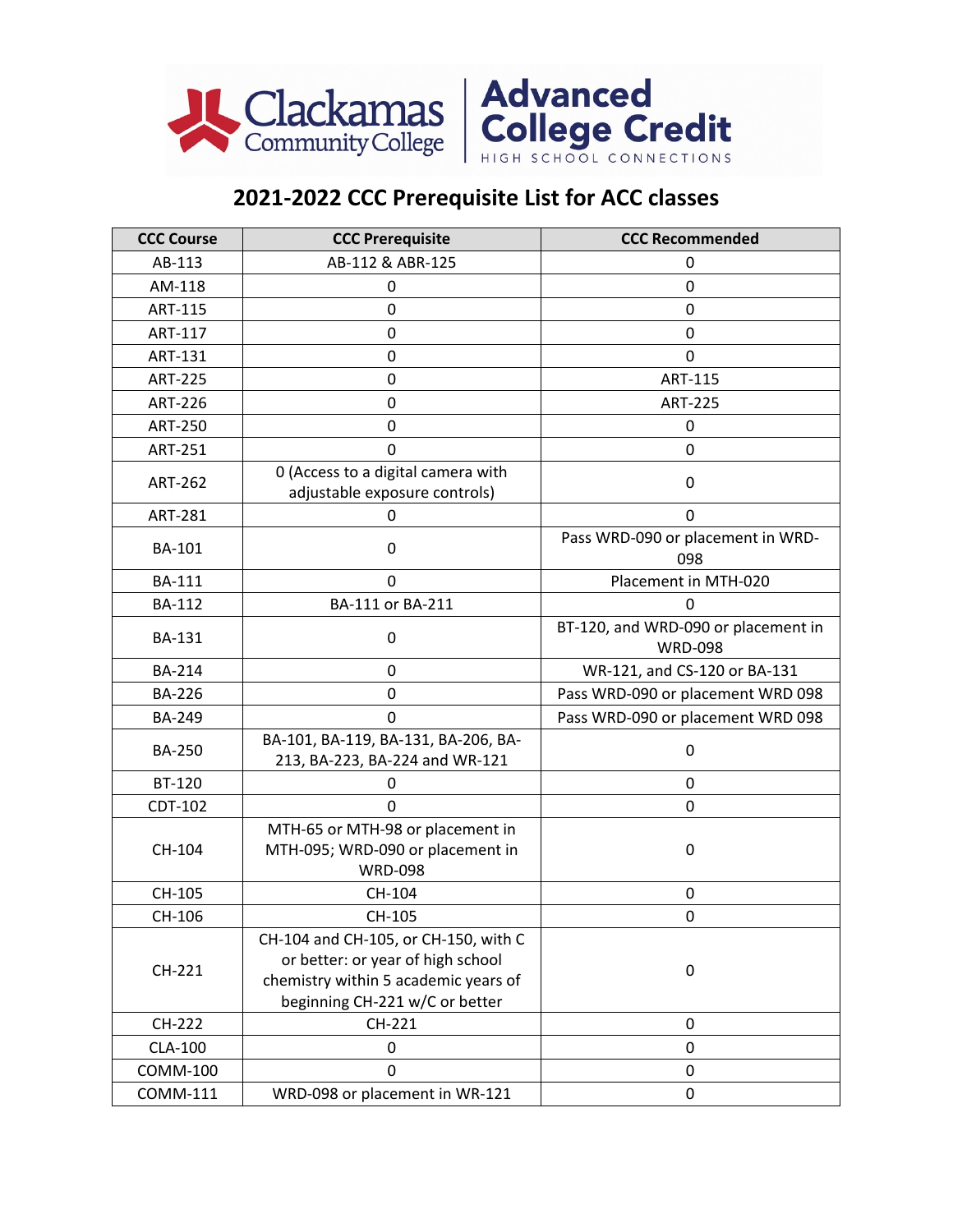Clackamas Community College | Advanced College Credit HIGH SCHOOL CONNECTIONS

# 2021-2022 CCC Prerequisite List for ACC classes

| CCC Course | CCC Prerequisite | CCC Recommended |
|---|---|---|
| AB-113 | AB-112 & ABR-125 | 0 |
| AM-118 | 0 | 0 |
| ART-115 | 0 | 0 |
| ART-117 | 0 | 0 |
| ART-131 | 0 | 0 |
| ART-225 | 0 | ART-115 |
| ART-226 | 0 | ART-225 |
| ART-250 | 0 | 0 |
| ART-251 | 0 | 0 |
| ART-262 | 0 (Access to a digital camera with adjustable exposure controls) | 0 |
| ART-281 | 0 | 0 |
| BA-101 | 0 | Pass WRD-090 or placement in WRD-098 |
| BA-111 | 0 | Placement in MTH-020 |
| BA-112 | BA-111 or BA-211 | 0 |
| BA-131 | 0 | BT-120, and WRD-090 or placement in WRD-098 |
| BA-214 | 0 | WR-121, and CS-120 or BA-131 |
| BA-226 | 0 | Pass WRD-090 or placement WRD 098 |
| BA-249 | 0 | Pass WRD-090 or placement WRD 098 |
| BA-250 | BA-101, BA-119, BA-131, BA-206, BA-213, BA-223, BA-224 and WR-121 | 0 |
| BT-120 | 0 | 0 |
| CDT-102 | 0 | 0 |
| CH-104 | MTH-65 or MTH-98 or placement in MTH-095; WRD-090 or placement in WRD-098 | 0 |
| CH-105 | CH-104 | 0 |
| CH-106 | CH-105 | 0 |
| CH-221 | CH-104 and CH-105, or CH-150, with C or better: or year of high school chemistry within 5 academic years of beginning CH-221 w/C or better | 0 |
| CH-222 | CH-221 | 0 |
| CLA-100 | 0 | 0 |
| COMM-100 | 0 | 0 |
| COMM-111 | WRD-098 or placement in WR-121 | 0 |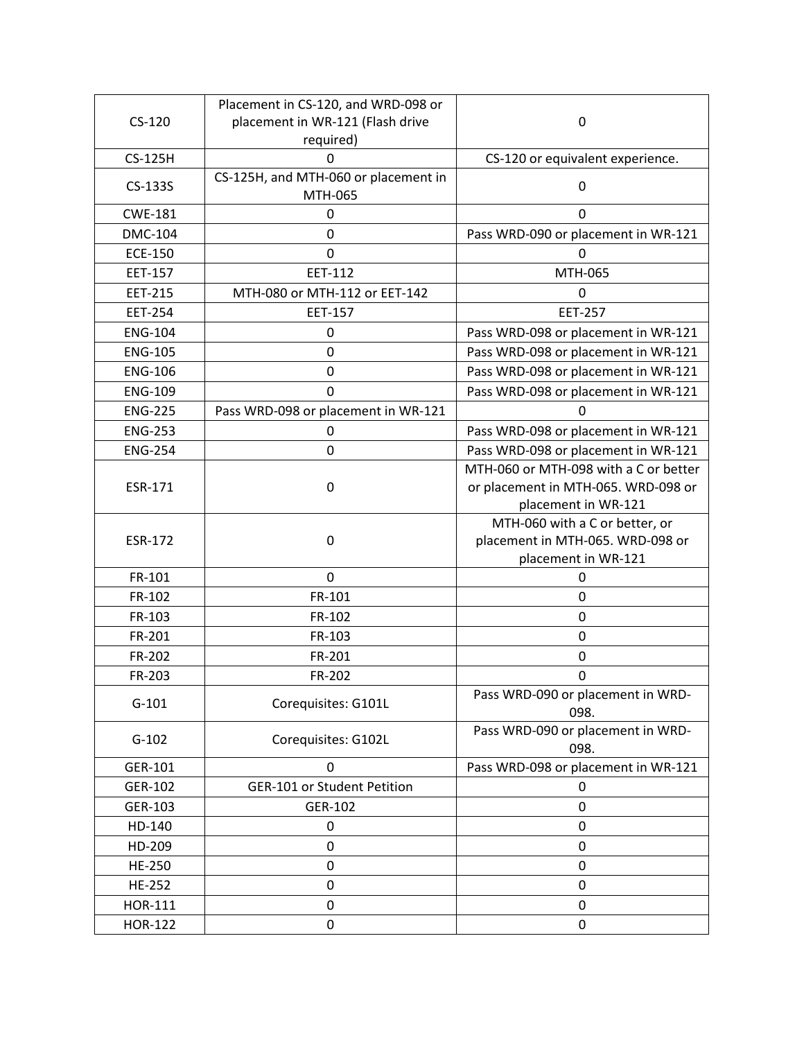| CS-120 | Placement in CS-120, and WRD-098 or placement in WR-121 (Flash drive required) | 0 |
|---|---|---|
| CS-125H | 0 | CS-120 or equivalent experience. |
| CS-133S | CS-125H, and MTH-060 or placement in MTH-065 | 0 |
| CWE-181 | 0 | 0 |
| DMC-104 | 0 | Pass WRD-090 or placement in WR-121 |
| ECE-150 | 0 | 0 |
| EET-157 | EET-112 | MTH-065 |
| EET-215 | MTH-080 or MTH-112 or EET-142 | 0 |
| EET-254 | EET-157 | EET-257 |
| ENG-104 | 0 | Pass WRD-098 or placement in WR-121 |
| ENG-105 | 0 | Pass WRD-098 or placement in WR-121 |
| ENG-106 | 0 | Pass WRD-098 or placement in WR-121 |
| ENG-109 | 0 | Pass WRD-098 or placement in WR-121 |
| ENG-225 | Pass WRD-098 or placement in WR-121 | 0 |
| ENG-253 | 0 | Pass WRD-098 or placement in WR-121 |
| ENG-254 | 0 | Pass WRD-098 or placement in WR-121 |
| ESR-171 | 0 | MTH-060 or MTH-098 with a C or better or placement in MTH-065. WRD-098 or placement in WR-121 |
| ESR-172 | 0 | MTH-060 with a C or better, or placement in MTH-065. WRD-098 or placement in WR-121 |
| FR-101 | 0 | 0 |
| FR-102 | FR-101 | 0 |
| FR-103 | FR-102 | 0 |
| FR-201 | FR-103 | 0 |
| FR-202 | FR-201 | 0 |
| FR-203 | FR-202 | 0 |
| G-101 | Corequisites: G101L | Pass WRD-090 or placement in WRD-098. |
| G-102 | Corequisites: G102L | Pass WRD-090 or placement in WRD-098. |
| GER-101 | 0 | Pass WRD-098 or placement in WR-121 |
| GER-102 | GER-101 or Student Petition | 0 |
| GER-103 | GER-102 | 0 |
| HD-140 | 0 | 0 |
| HD-209 | 0 | 0 |
| HE-250 | 0 | 0 |
| HE-252 | 0 | 0 |
| HOR-111 | 0 | 0 |
| HOR-122 | 0 | 0 |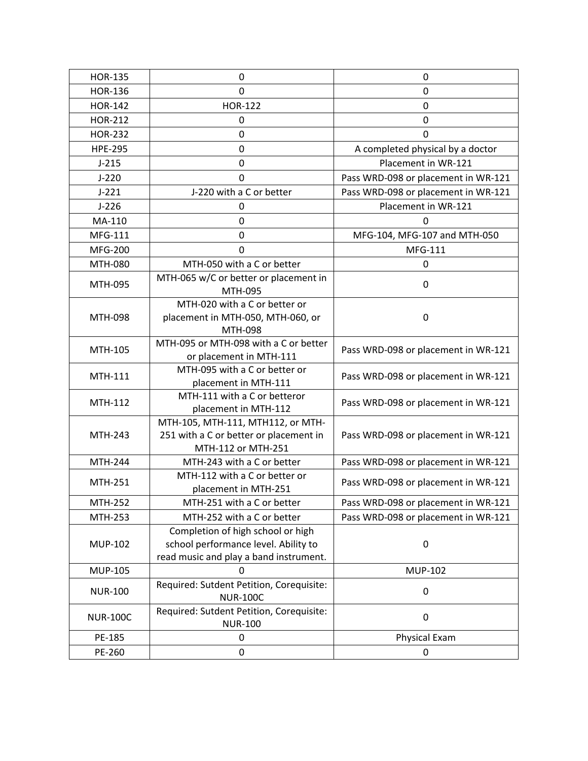| HOR-135 | 0 | 0 |
|---|---|---|
| HOR-136 | 0 | 0 |
| HOR-142 | HOR-122 | 0 |
| HOR-212 | 0 | 0 |
| HOR-232 | 0 | 0 |
| HPE-295 | 0 | A completed physical by a doctor |
| J-215 | 0 | Placement in WR-121 |
| J-220 | 0 | Pass WRD-098 or placement in WR-121 |
| J-221 | J-220 with a C or better | Pass WRD-098 or placement in WR-121 |
| J-226 | 0 | Placement in WR-121 |
| MA-110 | 0 | 0 |
| MFG-111 | 0 | MFG-104, MFG-107 and MTH-050 |
| MFG-200 | 0 | MFG-111 |
| MTH-080 | MTH-050 with a C or better | 0 |
| MTH-095 | MTH-065 w/C or better or placement in MTH-095 | 0 |
| MTH-098 | MTH-020 with a C or better or placement in MTH-050, MTH-060, or MTH-098 | 0 |
| MTH-105 | MTH-095 or MTH-098 with a C or better or placement in MTH-111 | Pass WRD-098 or placement in WR-121 |
| MTH-111 | MTH-095 with a C or better or placement in MTH-111 | Pass WRD-098 or placement in WR-121 |
| MTH-112 | MTH-111 with a C or betteror placement in MTH-112 | Pass WRD-098 or placement in WR-121 |
| MTH-243 | MTH-105, MTH-111, MTH112, or MTH-251 with a C or better or placement in MTH-112 or MTH-251 | Pass WRD-098 or placement in WR-121 |
| MTH-244 | MTH-243 with a C or better | Pass WRD-098 or placement in WR-121 |
| MTH-251 | MTH-112 with a C or better or placement in MTH-251 | Pass WRD-098 or placement in WR-121 |
| MTH-252 | MTH-251 with a C or better | Pass WRD-098 or placement in WR-121 |
| MTH-253 | MTH-252 with a C or better | Pass WRD-098 or placement in WR-121 |
| MUP-102 | Completion of high school or high school performance level. Ability to read music and play a band instrument. | 0 |
| MUP-105 | 0 | MUP-102 |
| NUR-100 | Required: Sutdent Petition, Corequisite: NUR-100C | 0 |
| NUR-100C | Required: Sutdent Petition, Corequisite: NUR-100 | 0 |
| PE-185 | 0 | Physical Exam |
| PE-260 | 0 | 0 |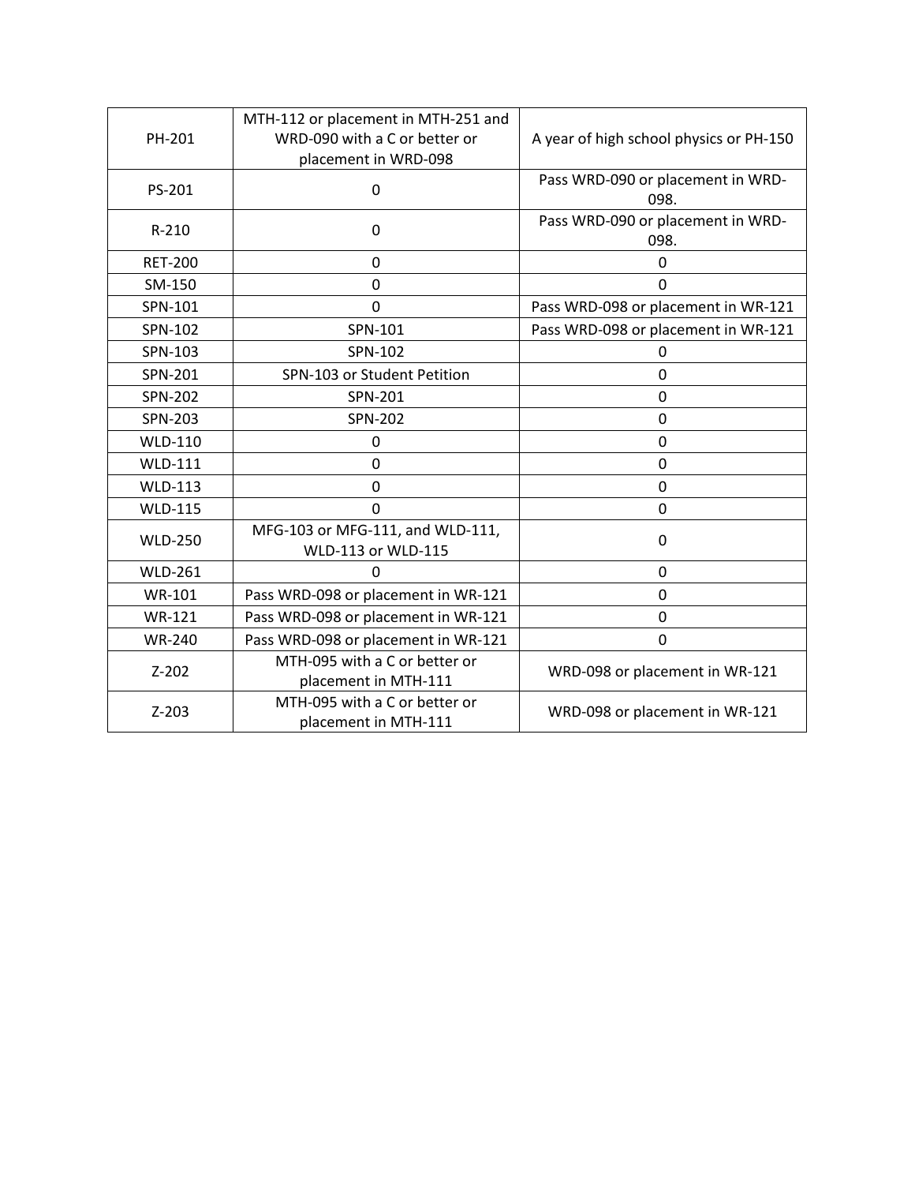| | | |
|---|---|---|
| PH-201 | MTH-112 or placement in MTH-251 and WRD-090 with a C or better or placement in WRD-098 | A year of high school physics or PH-150 |
| PS-201 | 0 | Pass WRD-090 or placement in WRD-098. |
| R-210 | 0 | Pass WRD-090 or placement in WRD-098. |
| RET-200 | 0 | 0 |
| SM-150 | 0 | 0 |
| SPN-101 | 0 | Pass WRD-098 or placement in WR-121 |
| SPN-102 | SPN-101 | Pass WRD-098 or placement in WR-121 |
| SPN-103 | SPN-102 | 0 |
| SPN-201 | SPN-103 or Student Petition | 0 |
| SPN-202 | SPN-201 | 0 |
| SPN-203 | SPN-202 | 0 |
| WLD-110 | 0 | 0 |
| WLD-111 | 0 | 0 |
| WLD-113 | 0 | 0 |
| WLD-115 | 0 | 0 |
| WLD-250 | MFG-103 or MFG-111, and WLD-111, WLD-113 or WLD-115 | 0 |
| WLD-261 | 0 | 0 |
| WR-101 | Pass WRD-098 or placement in WR-121 | 0 |
| WR-121 | Pass WRD-098 or placement in WR-121 | 0 |
| WR-240 | Pass WRD-098 or placement in WR-121 | 0 |
| Z-202 | MTH-095 with a C or better or placement in MTH-111 | WRD-098 or placement in WR-121 |
| Z-203 | MTH-095 with a C or better or placement in MTH-111 | WRD-098 or placement in WR-121 |